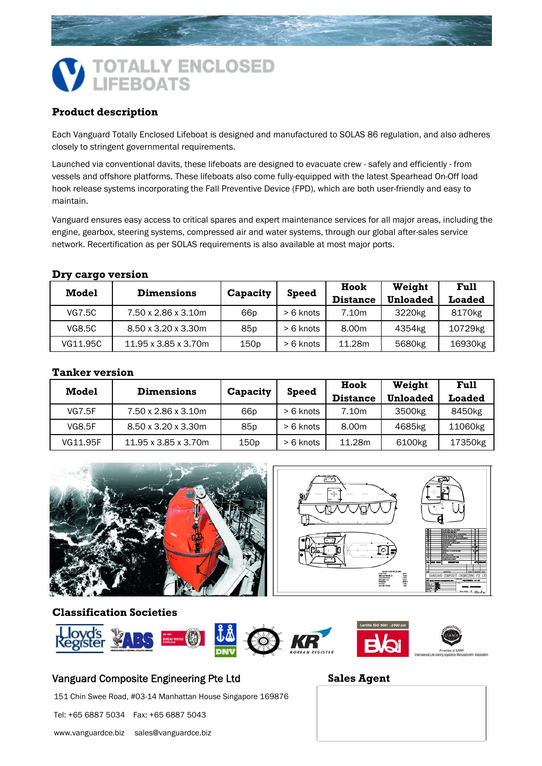# TOTALLY ENCLOSED LIFEBOATS

## Product description

Each Vanguard Totally Enclosed Lifeboat is designed and manufactured to SOLAS 86 regulation, and also adheres closely to stringent governmental requirements.

Launched via conventional davits, these lifeboats are designed to evacuate crew - safely and efficiently - from vessels and offshore platforms. These lifeboats also come fully-equipped with the latest Spearhead On-Off load hook release systems incorporating the Fall Preventive Device (FPD), which are both user-friendly and easy to maintain.

Vanguard ensures easy access to critical spares and expert maintenance services for all major areas, including the engine, gearbox, steering systems, compressed air and water systems, through our global after-sales service network. Recertification as per SOLAS requirements is also available at most major ports.

### Dry cargo version

| Model | Dimensions | Capacity | Speed | Hook Distance | Weight Unloaded | Full Loaded |
|---|---|---|---|---|---|---|
| VG7.5C | 7.50 x 2.86 x 3.10m | 66p | > 6 knots | 7.10m | 3220kg | 8170kg |
| VG8.5C | 8.50 x 3.20 x 3.30m | 85p | > 6 knots | 8.00m | 4354kg | 10729kg |
| VG11.95C | 11.95 x 3.85 x 3.70m | 150p | > 6 knots | 11.28m | 5680kg | 16930kg |

### Tanker version

| Model | Dimensions | Capacity | Speed | Hook Distance | Weight Unloaded | Full Loaded |
|---|---|---|---|---|---|---|
| VG7.5F | 7.50 x 2.86 x 3.10m | 66p | > 6 knots | 7.10m | 3500kg | 8450kg |
| VG8.5F | 8.50 x 3.20 x 3.30m | 85p | > 6 knots | 8.00m | 4685kg | 11060kg |
| VG11.95F | 11.95 x 3.85 x 3.70m | 150p | > 6 knots | 11.28m | 6100kg | 17350kg |

### Classification Societies

Lloyd's Register, ABS, Bureau Veritas, DNV, KR Korean Register, BVQI (Certifié ISO 9001 : 2000 par), A member of ILAMA International Life-Saving Appliance Manufacturers' Association

### Vanguard Composite Engineering Pte Ltd

151 Chin Swee Road, #03-14 Manhattan House Singapore 169876

Tel: +65 6887 5034 Fax: +65 6887 5043

www.vanguardce.biz sales@vanguardce.biz

### Sales Agent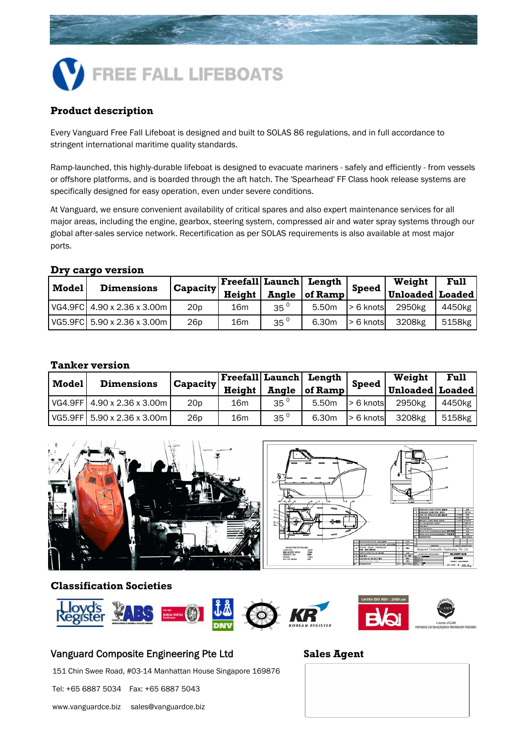# FREE FALL LIFEBOATS

## Product description

Every Vanguard Free Fall Lifeboat is designed and built to SOLAS 86 regulations, and in full accordance to stringent international maritime quality standards.

Ramp-launched, this highly-durable lifeboat is designed to evacuate mariners - safely and efficiently - from vessels or offshore platforms, and is boarded through the aft hatch. The 'Spearhead' FF Class hook release systems are specifically designed for easy operation, even under severe conditions.

At Vanguard, we ensure convenient availability of critical spares and also expert maintenance services for all major areas, including the engine, gearbox, steering system, compressed air and water spray systems through our global after-sales service network. Recertification as per SOLAS requirements is also available at most major ports.

### Dry cargo version

| Model | Dimensions | Capacity | Freefall Height | Launch Angle | Length of Ramp | Speed | Weight Unloaded | Full Loaded |
|---|---|---|---|---|---|---|---|---|
| VG4.9FC | 4.90 x 2.36 x 3.00m | 20p | 16m | $35^0$ | 5.50m | > 6 knots | 2950kg | 4450kg |
| VG5.9FC | 5.90 x 2.36 x 3.00m | 26p | 16m | $35^0$ | 6.30m | > 6 knots | 3208kg | 5158kg |

### Tanker version

| Model | Dimensions | Capacity | Freefall Height | Launch Angle | Length of Ramp | Speed | Weight Unloaded | Full Loaded |
|---|---|---|---|---|---|---|---|---|
| VG4.9FF | 4.90 x 2.36 x 3.00m | 20p | 16m | $35^0$ | 5.50m | > 6 knots | 2950kg | 4450kg |
| VG5.9FF | 5.90 x 2.36 x 3.00m | 26p | 16m | $35^0$ | 6.30m | > 6 knots | 3208kg | 5158kg |

### Classification Societies

**Vanguard Composite Engineering Pte Ltd**

151 Chin Swee Road, #03-14 Manhattan House Singapore 169876

Tel: +65 6887 5034 Fax: +65 6887 5043

www.vanguardce.biz sales@vanguardce.biz

**Sales Agent**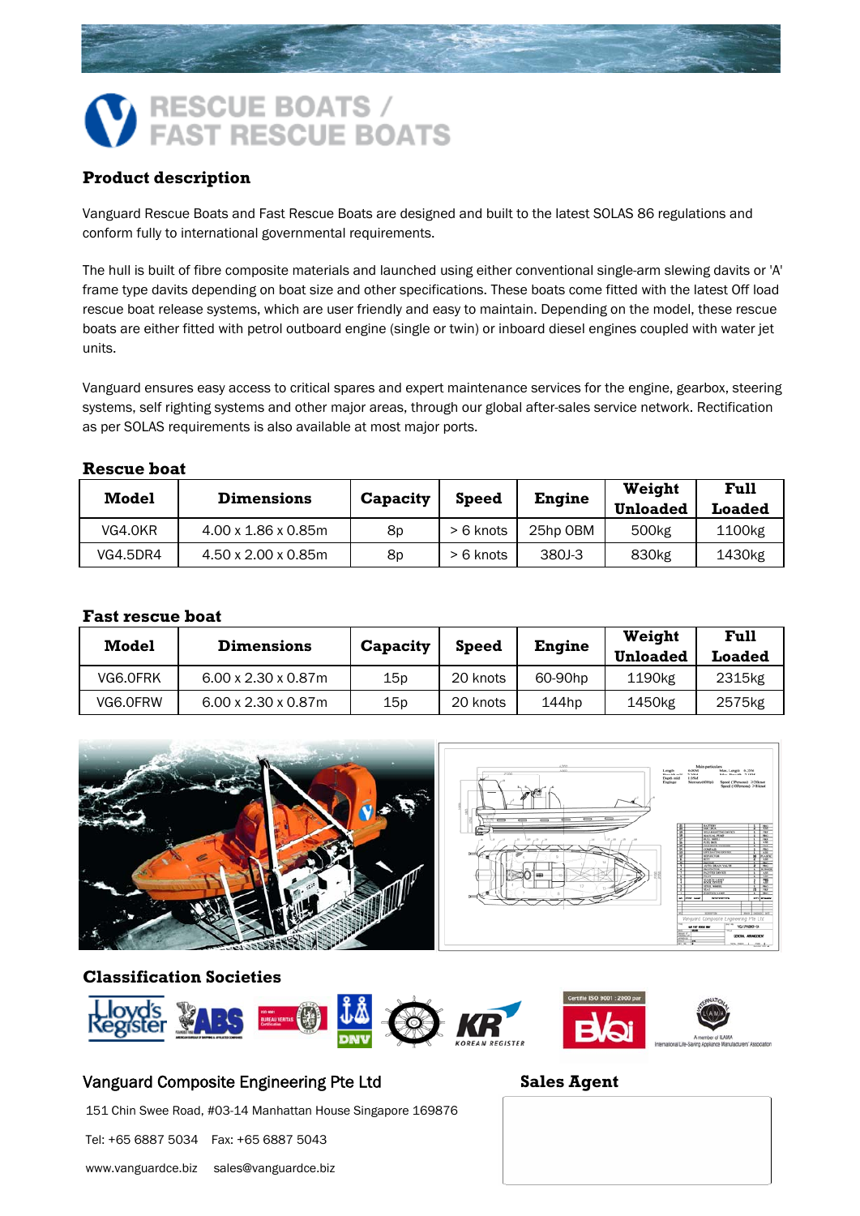# RESCUE BOATS / FAST RESCUE BOATS

## Product description

Vanguard Rescue Boats and Fast Rescue Boats are designed and built to the latest SOLAS 86 regulations and conform fully to international governmental requirements.

The hull is built of fibre composite materials and launched using either conventional single-arm slewing davits or 'A' frame type davits depending on boat size and other specifications. These boats come fitted with the latest Off load rescue boat release systems, which are user friendly and easy to maintain. Depending on the model, these rescue boats are either fitted with petrol outboard engine (single or twin) or inboard diesel engines coupled with water jet units.

Vanguard ensures easy access to critical spares and expert maintenance services for the engine, gearbox, steering systems, self righting systems and other major areas, through our global after-sales service network. Rectification as per SOLAS requirements is also available at most major ports.

### Rescue boat

| Model | Dimensions | Capacity | Speed | Engine | Weight Unloaded | Full Loaded |
|---|---|---|---|---|---|---|
| VG4.0KR | 4.00 x 1.86 x 0.85m | 8p | > 6 knots | 25hp OBM | 500kg | 1100kg |
| VG4.5DR4 | 4.50 x 2.00 x 0.85m | 8p | > 6 knots | 380J-3 | 830kg | 1430kg |

### Fast rescue boat

| Model | Dimensions | Capacity | Speed | Engine | Weight Unloaded | Full Loaded |
|---|---|---|---|---|---|---|
| VG6.0FRK | 6.00 x 2.30 x 0.87m | 15p | 20 knots | 60-90hp | 1190kg | 2315kg |
| VG6.0FRW | 6.00 x 2.30 x 0.87m | 15p | 20 knots | 144hp | 1450kg | 2575kg |

## Classification Societies

Vanguard Composite Engineering Pte Ltd

151 Chin Swee Road, #03-14 Manhattan House Singapore 169876

Tel: +65 6887 5034 Fax: +65 6887 5043

www.vanguardce.biz sales@vanguardce.biz

**Sales Agent**